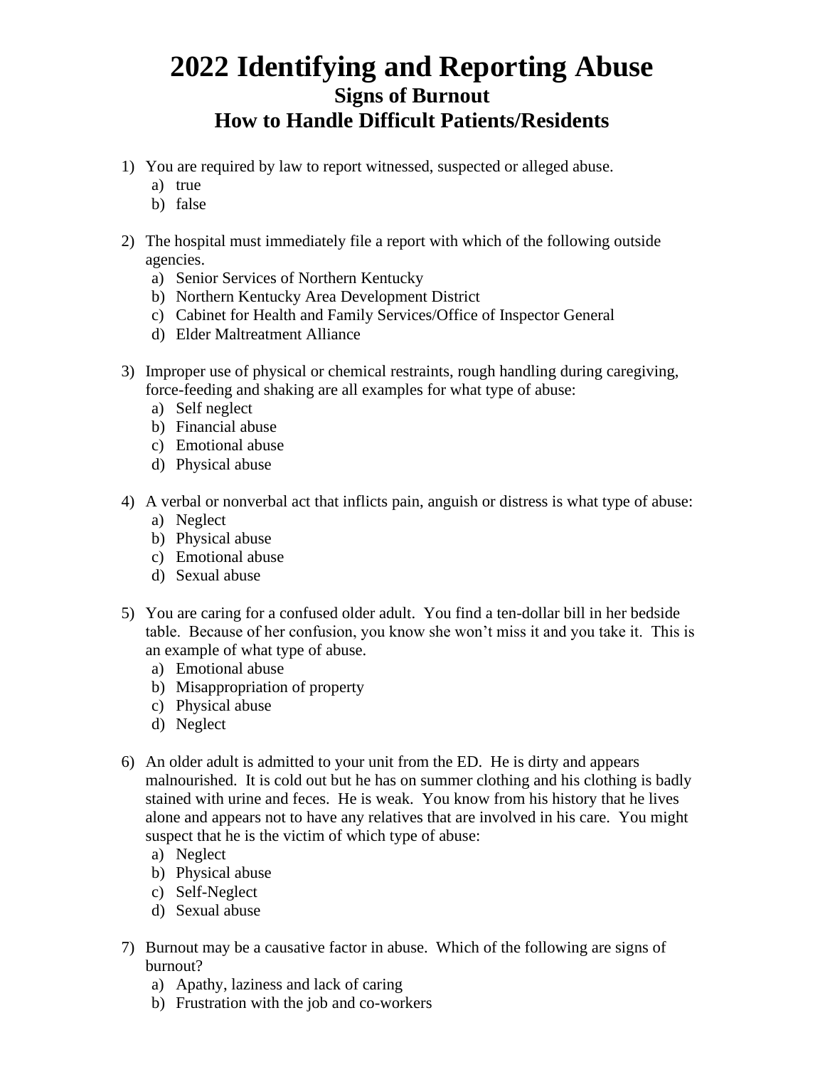# 2022 Identifying and Reporting Abuse

## Signs of Burnout

## How to Handle Difficult Patients/Residents

1) You are required by law to report witnessed, suspected or alleged abuse.
   a) true
   b) false

2) The hospital must immediately file a report with which of the following outside agencies.
   a) Senior Services of Northern Kentucky
   b) Northern Kentucky Area Development District
   c) Cabinet for Health and Family Services/Office of Inspector General
   d) Elder Maltreatment Alliance

3) Improper use of physical or chemical restraints, rough handling during caregiving, force-feeding and shaking are all examples for what type of abuse:
   a) Self neglect
   b) Financial abuse
   c) Emotional abuse
   d) Physical abuse

4) A verbal or nonverbal act that inflicts pain, anguish or distress is what type of abuse:
   a) Neglect
   b) Physical abuse
   c) Emotional abuse
   d) Sexual abuse

5) You are caring for a confused older adult. You find a ten-dollar bill in her bedside table. Because of her confusion, you know she won't miss it and you take it. This is an example of what type of abuse.
   a) Emotional abuse
   b) Misappropriation of property
   c) Physical abuse
   d) Neglect

6) An older adult is admitted to your unit from the ED. He is dirty and appears malnourished. It is cold out but he has on summer clothing and his clothing is badly stained with urine and feces. He is weak. You know from his history that he lives alone and appears not to have any relatives that are involved in his care. You might suspect that he is the victim of which type of abuse:
   a) Neglect
   b) Physical abuse
   c) Self-Neglect
   d) Sexual abuse

7) Burnout may be a causative factor in abuse. Which of the following are signs of burnout?
   a) Apathy, laziness and lack of caring
   b) Frustration with the job and co-workers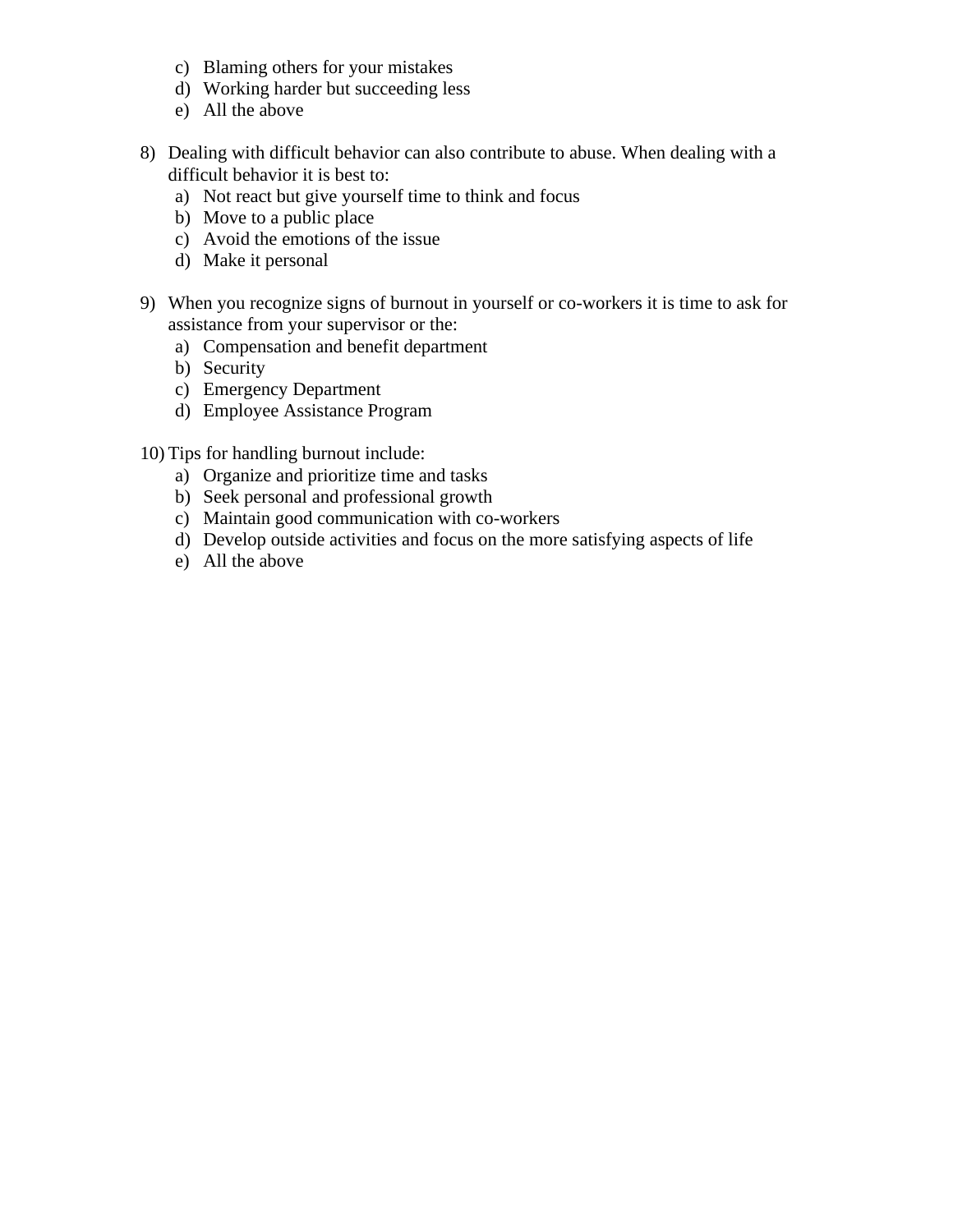c) Blaming others for your mistakes
d) Working harder but succeeding less
e) All the above

8) Dealing with difficult behavior can also contribute to abuse. When dealing with a difficult behavior it is best to:
   a) Not react but give yourself time to think and focus
   b) Move to a public place
   c) Avoid the emotions of the issue
   d) Make it personal

9) When you recognize signs of burnout in yourself or co-workers it is time to ask for assistance from your supervisor or the:
   a) Compensation and benefit department
   b) Security
   c) Emergency Department
   d) Employee Assistance Program

10) Tips for handling burnout include:
   a) Organize and prioritize time and tasks
   b) Seek personal and professional growth
   c) Maintain good communication with co-workers
   d) Develop outside activities and focus on the more satisfying aspects of life
   e) All the above